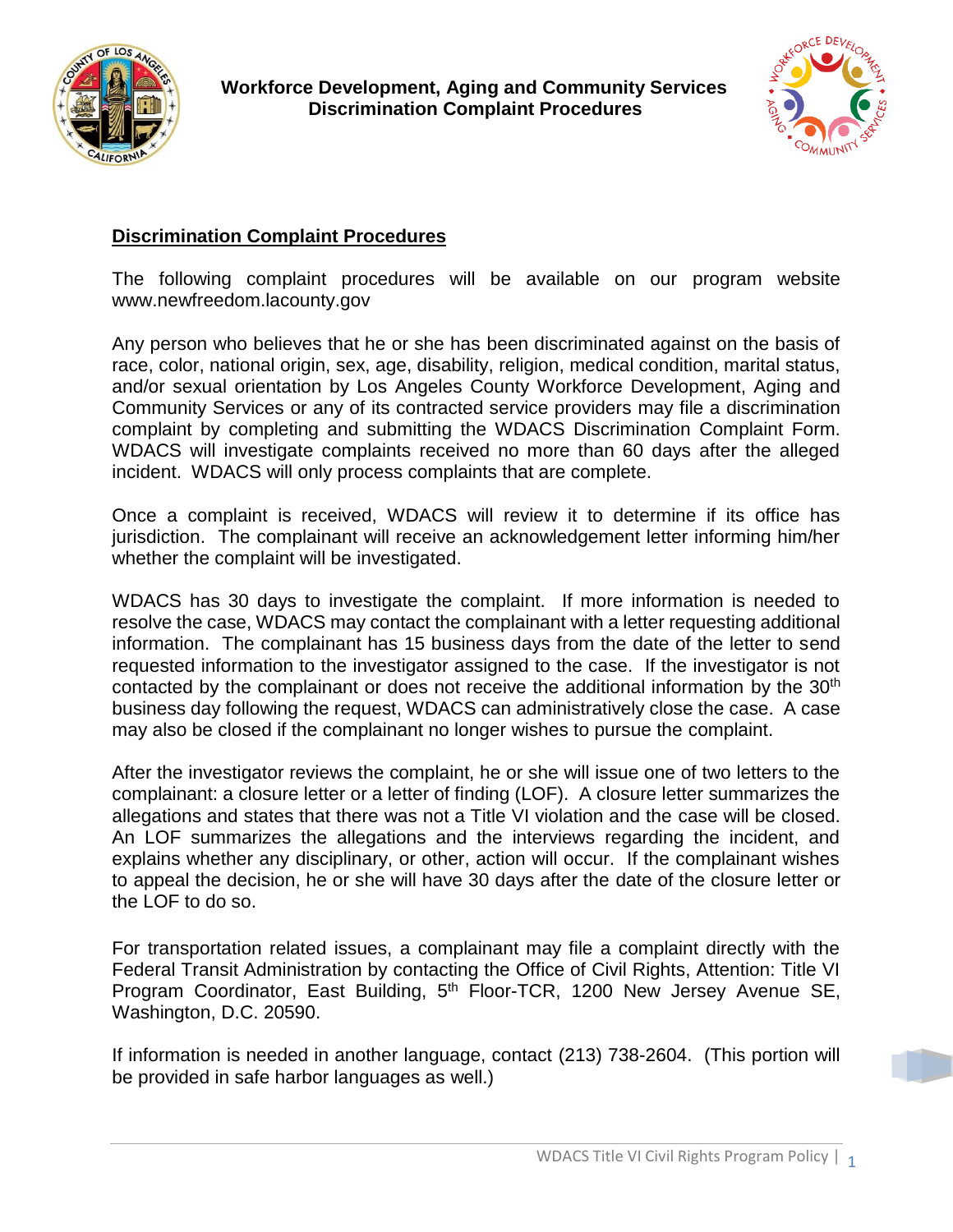# Workforce Development, Aging and Community Services Discrimination Complaint Procedures

## Discrimination Complaint Procedures

The following complaint procedures will be available on our program website www.newfreedom.lacounty.gov

Any person who believes that he or she has been discriminated against on the basis of race, color, national origin, sex, age, disability, religion, medical condition, marital status, and/or sexual orientation by Los Angeles County Workforce Development, Aging and Community Services or any of its contracted service providers may file a discrimination complaint by completing and submitting the WDACS Discrimination Complaint Form. WDACS will investigate complaints received no more than 60 days after the alleged incident. WDACS will only process complaints that are complete.

Once a complaint is received, WDACS will review it to determine if its office has jurisdiction. The complainant will receive an acknowledgement letter informing him/her whether the complaint will be investigated.

WDACS has 30 days to investigate the complaint. If more information is needed to resolve the case, WDACS may contact the complainant with a letter requesting additional information. The complainant has 15 business days from the date of the letter to send requested information to the investigator assigned to the case. If the investigator is not contacted by the complainant or does not receive the additional information by the 30th business day following the request, WDACS can administratively close the case. A case may also be closed if the complainant no longer wishes to pursue the complaint.

After the investigator reviews the complaint, he or she will issue one of two letters to the complainant: a closure letter or a letter of finding (LOF). A closure letter summarizes the allegations and states that there was not a Title VI violation and the case will be closed. An LOF summarizes the allegations and the interviews regarding the incident, and explains whether any disciplinary, or other, action will occur. If the complainant wishes to appeal the decision, he or she will have 30 days after the date of the closure letter or the LOF to do so.

For transportation related issues, a complainant may file a complaint directly with the Federal Transit Administration by contacting the Office of Civil Rights, Attention: Title VI Program Coordinator, East Building, 5th Floor-TCR, 1200 New Jersey Avenue SE, Washington, D.C. 20590.

If information is needed in another language, contact (213) 738-2604. (This portion will be provided in safe harbor languages as well.)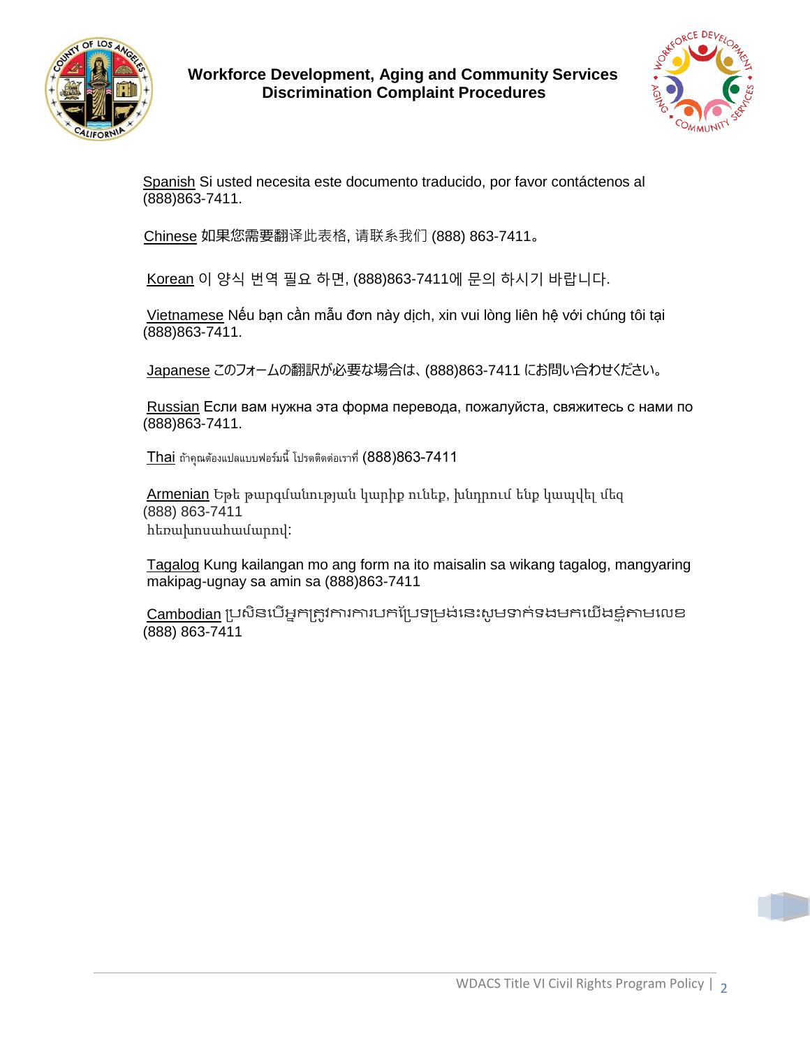**Workforce Development, Aging and Community Services**
**Discrimination Complaint Procedures**

Spanish Si usted necesita este documento traducido, por favor contáctenos al (888)863-7411.

Chinese 如果您需要翻译此表格, 请联系我们 (888) 863-7411。

Korean 이 양식 번역 필요 하면, (888)863-7411에 문의 하시기 바랍니다.

Vietnamese Nếu bạn cần mẫu đơn này dịch, xin vui lòng liên hệ với chúng tôi tại (888)863-7411.

Japanese このフォームの翻訳が必要な場合は、(888)863-7411 にお問い合わせください。

Russian Если вам нужна эта форма перевода, пожалуйста, свяжитесь с нами по (888)863-7411.

Thai ถ้าคุณต้องแปลแบบฟอร์มนี้ โปรดติดต่อเราที่ (888)863-7411

Armenian Եթե թարգմանության կարիք ունեք, խնդրում ենք կապվել մեզ (888) 863-7411
հեռախոսահամարով:

Tagalog Kung kailangan mo ang form na ito maisalin sa wikang tagalog, mangyaring makipag-ugnay sa amin sa (888)863-7411

Cambodian ប្រសិនបើអ្នកត្រូវការការបកប្រែទម្រង់នេះសូមទាក់ទងមកយើងខ្ញុំតាមលេខ (888) 863-7411